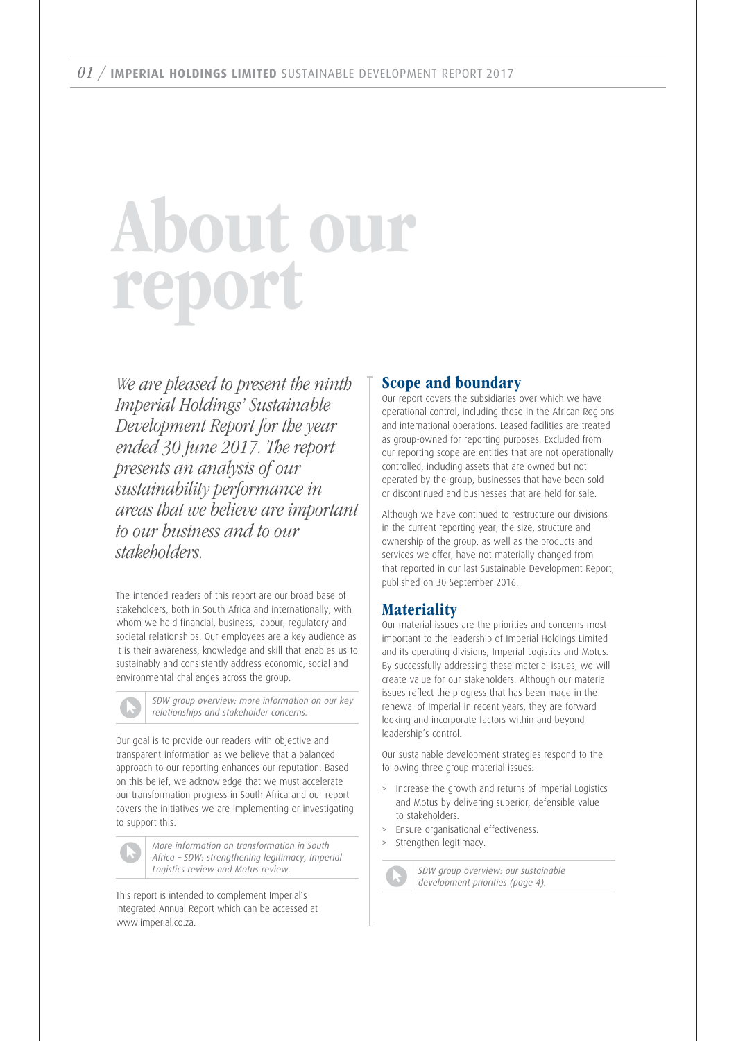# About our report

*We are pleased to present the ninth Imperial Holdings' Sustainable Development Report for the year ended 30 June 2017. The report presents an analysis of our sustainability performance in areas that we believe are important to our business and to our stakeholders.*

The intended readers of this report are our broad base of stakeholders, both in South Africa and internationally, with whom we hold financial, business, labour, regulatory and societal relationships. Our employees are a key audience as it is their awareness, knowledge and skill that enables us to sustainably and consistently address economic, social and environmental challenges across the group.

*SDW group overview: more information on our key relationships and stakeholder concerns.*

Our goal is to provide our readers with objective and transparent information as we believe that a balanced approach to our reporting enhances our reputation. Based on this belief, we acknowledge that we must accelerate our transformation progress in South Africa and our report covers the initiatives we are implementing or investigating to support this.

*More information on transformation in South Africa – SDW: strengthening legitimacy, Imperial Logistics review and Motus review.*

This report is intended to complement Imperial's Integrated Annual Report which can be accessed at www.imperial.co.za.

## Scope and boundary

Our report covers the subsidiaries over which we have operational control, including those in the African Regions and international operations. Leased facilities are treated as group-owned for reporting purposes. Excluded from our reporting scope are entities that are not operationally controlled, including assets that are owned but not operated by the group, businesses that have been sold or discontinued and businesses that are held for sale.

Although we have continued to restructure our divisions in the current reporting year; the size, structure and ownership of the group, as well as the products and services we offer, have not materially changed from that reported in our last Sustainable Development Report, published on 30 September 2016.

## Materiality

Our material issues are the priorities and concerns most important to the leadership of Imperial Holdings Limited and its operating divisions, Imperial Logistics and Motus. By successfully addressing these material issues, we will create value for our stakeholders. Although our material issues reflect the progress that has been made in the renewal of Imperial in recent years, they are forward looking and incorporate factors within and beyond leadership's control.

Our sustainable development strategies respond to the following three group material issues:

> Increase the growth and returns of Imperial Logistics and Motus by delivering superior, defensible value to stakeholders.
> Ensure organisational effectiveness.
> Strengthen legitimacy.

*SDW group overview: our sustainable development priorities (page 4).*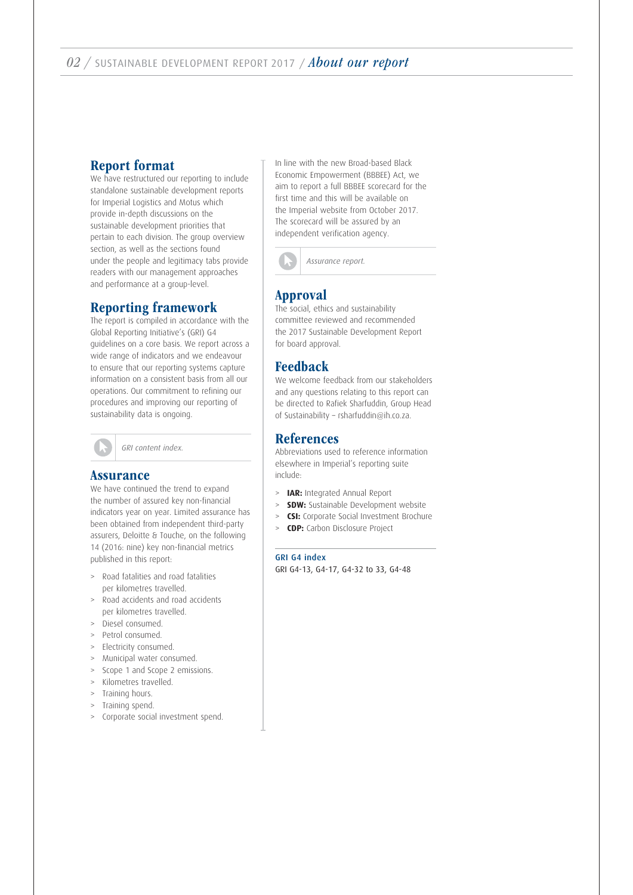## Report format

We have restructured our reporting to include standalone sustainable development reports for Imperial Logistics and Motus which provide in-depth discussions on the sustainable development priorities that pertain to each division. The group overview section, as well as the sections found under the people and legitimacy tabs provide readers with our management approaches and performance at a group-level.

## Reporting framework

The report is compiled in accordance with the Global Reporting Initiative's (GRI) G4 guidelines on a core basis. We report across a wide range of indicators and we endeavour to ensure that our reporting systems capture information on a consistent basis from all our operations. Our commitment to refining our procedures and improving our reporting of sustainability data is ongoing.

*GRI content index.*

## Assurance

We have continued the trend to expand the number of assured key non-financial indicators year on year. Limited assurance has been obtained from independent third-party assurers, Deloitte & Touche, on the following 14 (2016: nine) key non-financial metrics published in this report:

- Road fatalities and road fatalities per kilometres travelled.
- Road accidents and road accidents per kilometres travelled.
- Diesel consumed.
- Petrol consumed.
- Electricity consumed.
- Municipal water consumed.
- Scope 1 and Scope 2 emissions.
- Kilometres travelled.
- Training hours.
- Training spend.
- Corporate social investment spend.

In line with the new Broad-based Black Economic Empowerment (BBBEE) Act, we aim to report a full BBBEE scorecard for the first time and this will be available on the Imperial website from October 2017. The scorecard will be assured by an independent verification agency.

*Assurance report.*

## Approval

The social, ethics and sustainability committee reviewed and recommended the 2017 Sustainable Development Report for board approval.

## Feedback

We welcome feedback from our stakeholders and any questions relating to this report can be directed to Rafiek Sharfuddin, Group Head of Sustainability – rsharfuddin@ih.co.za.

## References

Abbreviations used to reference information elsewhere in Imperial's reporting suite include:

- **IAR:** Integrated Annual Report
- **SDW:** Sustainable Development website
- **CSI:** Corporate Social Investment Brochure
- **CDP:** Carbon Disclosure Project

**GRI G4 index**

GRI G4-13, G4-17, G4-32 to 33, G4-48